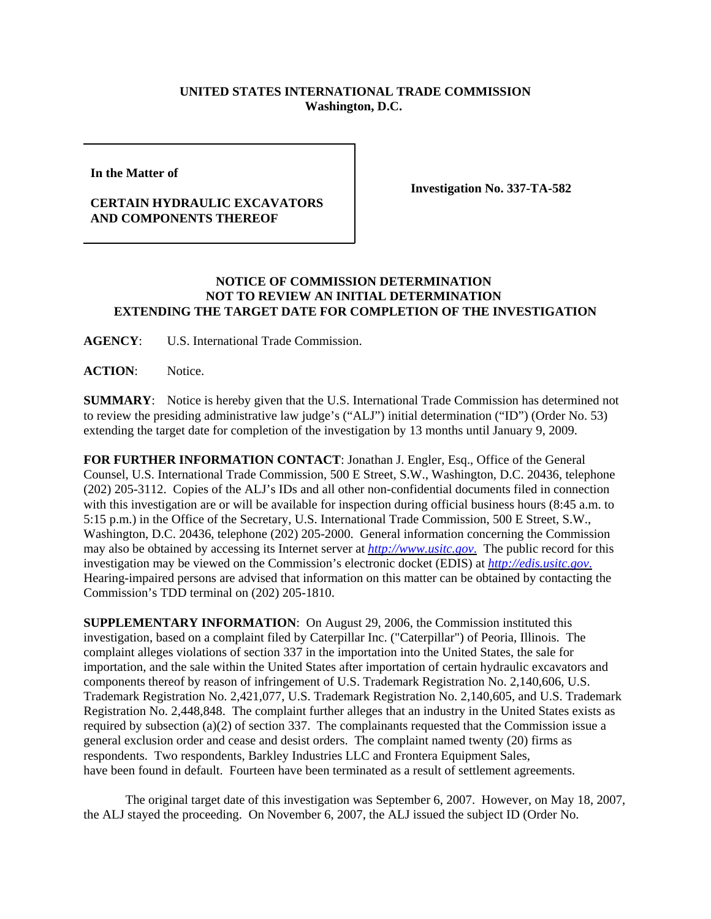**UNITED STATES INTERNATIONAL TRADE COMMISSION**
**Washington, D.C.**

| In the Matter of | |
|---|---|
| **CERTAIN HYDRAULIC EXCAVATORS AND COMPONENTS THEREOF** | **Investigation No. 337-TA-582** |

**NOTICE OF COMMISSION DETERMINATION NOT TO REVIEW AN INITIAL DETERMINATION EXTENDING THE TARGET DATE FOR COMPLETION OF THE INVESTIGATION**

**AGENCY**: U.S. International Trade Commission.

**ACTION**: Notice.

**SUMMARY**: Notice is hereby given that the U.S. International Trade Commission has determined not to review the presiding administrative law judge's ("ALJ") initial determination ("ID") (Order No. 53) extending the target date for completion of the investigation by 13 months until January 9, 2009.

**FOR FURTHER INFORMATION CONTACT**: Jonathan J. Engler, Esq., Office of the General Counsel, U.S. International Trade Commission, 500 E Street, S.W., Washington, D.C. 20436, telephone (202) 205-3112. Copies of the ALJ's IDs and all other non-confidential documents filed in connection with this investigation are or will be available for inspection during official business hours (8:45 a.m. to 5:15 p.m.) in the Office of the Secretary, U.S. International Trade Commission, 500 E Street, S.W., Washington, D.C. 20436, telephone (202) 205-2000. General information concerning the Commission may also be obtained by accessing its Internet server at *http://www.usitc.gov*. The public record for this investigation may be viewed on the Commission's electronic docket (EDIS) at *http://edis.usitc.gov*. Hearing-impaired persons are advised that information on this matter can be obtained by contacting the Commission's TDD terminal on (202) 205-1810.

**SUPPLEMENTARY INFORMATION**: On August 29, 2006, the Commission instituted this investigation, based on a complaint filed by Caterpillar Inc. ("Caterpillar") of Peoria, Illinois. The complaint alleges violations of section 337 in the importation into the United States, the sale for importation, and the sale within the United States after importation of certain hydraulic excavators and components thereof by reason of infringement of U.S. Trademark Registration No. 2,140,606, U.S. Trademark Registration No. 2,421,077, U.S. Trademark Registration No. 2,140,605, and U.S. Trademark Registration No. 2,448,848. The complaint further alleges that an industry in the United States exists as required by subsection (a)(2) of section 337. The complainants requested that the Commission issue a general exclusion order and cease and desist orders. The complaint named twenty (20) firms as respondents. Two respondents, Barkley Industries LLC and Frontera Equipment Sales, have been found in default. Fourteen have been terminated as a result of settlement agreements.

The original target date of this investigation was September 6, 2007. However, on May 18, 2007, the ALJ stayed the proceeding. On November 6, 2007, the ALJ issued the subject ID (Order No.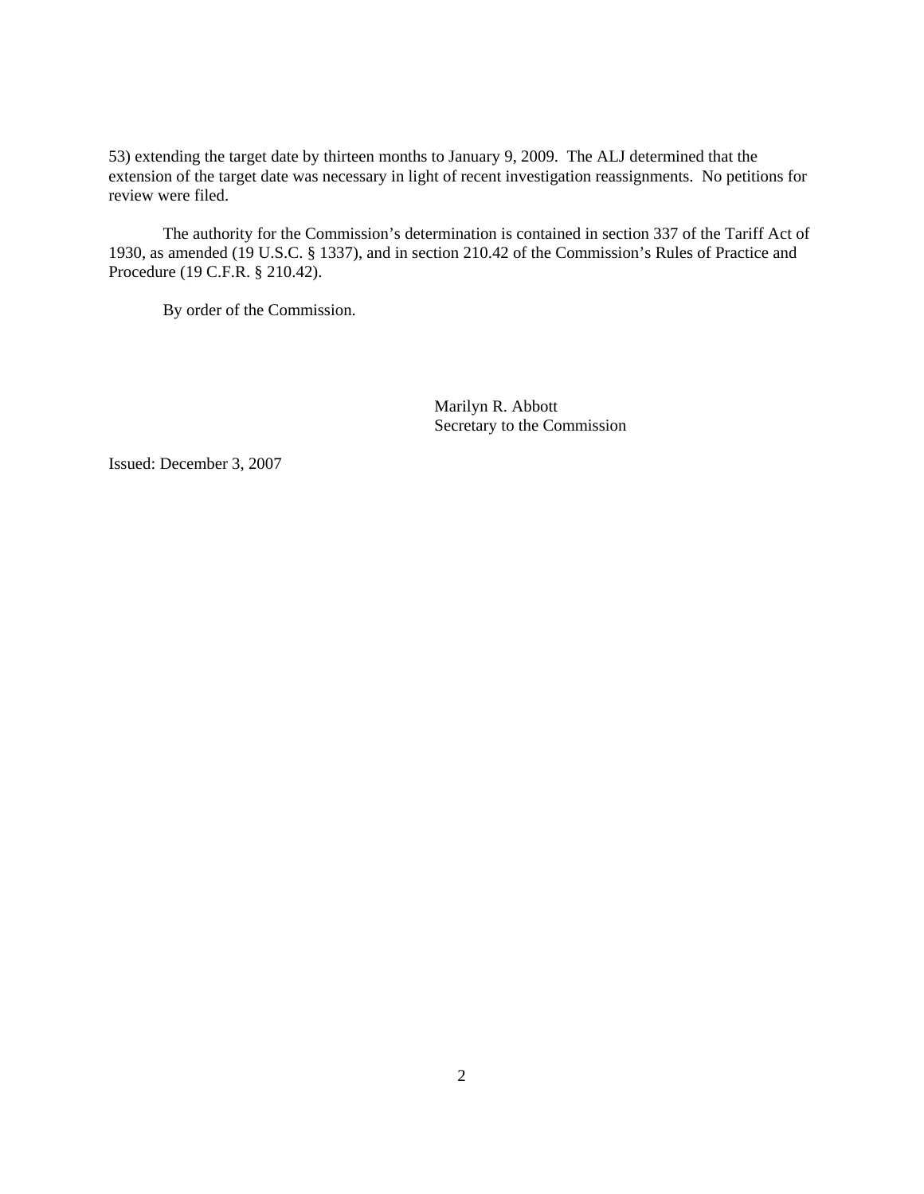53) extending the target date by thirteen months to January 9, 2009. The ALJ determined that the extension of the target date was necessary in light of recent investigation reassignments. No petitions for review were filed.

The authority for the Commission's determination is contained in section 337 of the Tariff Act of 1930, as amended (19 U.S.C. § 1337), and in section 210.42 of the Commission's Rules of Practice and Procedure (19 C.F.R. § 210.42).

By order of the Commission.

Marilyn R. Abbott
Secretary to the Commission

Issued: December 3, 2007